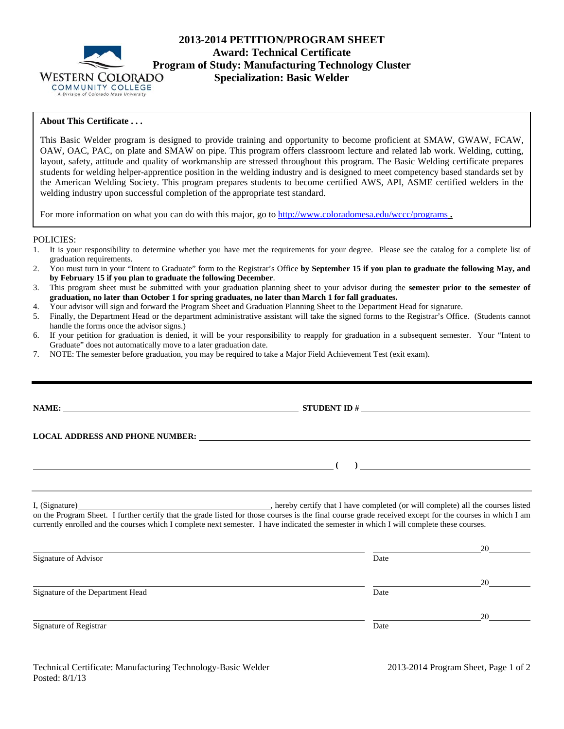# 2013-2014 PETITION/PROGRAM SHEET

## Award: Technical Certificate
## Program of Study: Manufacturing Technology Cluster
## Specialization: Basic Welder

WESTERN COLORADO COMMUNITY COLLEGE
A Division of Colorado Mesa University

**About This Certificate . . .**

This Basic Welder program is designed to provide training and opportunity to become proficient at SMAW, GWAW, FCAW, OAW, OAC, PAC, on plate and SMAW on pipe. This program offers classroom lecture and related lab work. Welding, cutting, layout, safety, attitude and quality of workmanship are stressed throughout this program. The Basic Welding certificate prepares students for welding helper-apprentice position in the welding industry and is designed to meet competency based standards set by the American Welding Society. This program prepares students to become certified AWS, API, ASME certified welders in the welding industry upon successful completion of the appropriate test standard.

For more information on what you can do with this major, go to http://www.coloradomesa.edu/wccc/programs **.**

POLICIES:

1. It is your responsibility to determine whether you have met the requirements for your degree. Please see the catalog for a complete list of graduation requirements.
2. You must turn in your "Intent to Graduate" form to the Registrar's Office **by September 15 if you plan to graduate the following May, and by February 15 if you plan to graduate the following December**.
3. This program sheet must be submitted with your graduation planning sheet to your advisor during the **semester prior to the semester of graduation, no later than October 1 for spring graduates, no later than March 1 for fall graduates.**
4. Your advisor will sign and forward the Program Sheet and Graduation Planning Sheet to the Department Head for signature.
5. Finally, the Department Head or the department administrative assistant will take the signed forms to the Registrar's Office. (Students cannot handle the forms once the advisor signs.)
6. If your petition for graduation is denied, it will be your responsibility to reapply for graduation in a subsequent semester. Your "Intent to Graduate" does not automatically move to a later graduation date.
7. NOTE: The semester before graduation, you may be required to take a Major Field Achievement Test (exit exam).

---

**NAME:** ______________________________ **STUDENT ID #** ______________________________

**LOCAL ADDRESS AND PHONE NUMBER:** ______________________________

______________________________ **( )** ______________________________

I, (Signature)______________________________, hereby certify that I have completed (or will complete) all the courses listed on the Program Sheet. I further certify that the grade listed for those courses is the final course grade received except for the courses in which I am currently enrolled and the courses which I complete next semester. I have indicated the semester in which I will complete these courses.

______________________________ ______________ 20______
Signature of Advisor Date

______________________________ ______________ 20______
Signature of the Department Head Date

______________________________ ______________ 20______
Signature of Registrar Date

Technical Certificate: Manufacturing Technology-Basic Welder
Posted: 8/1/13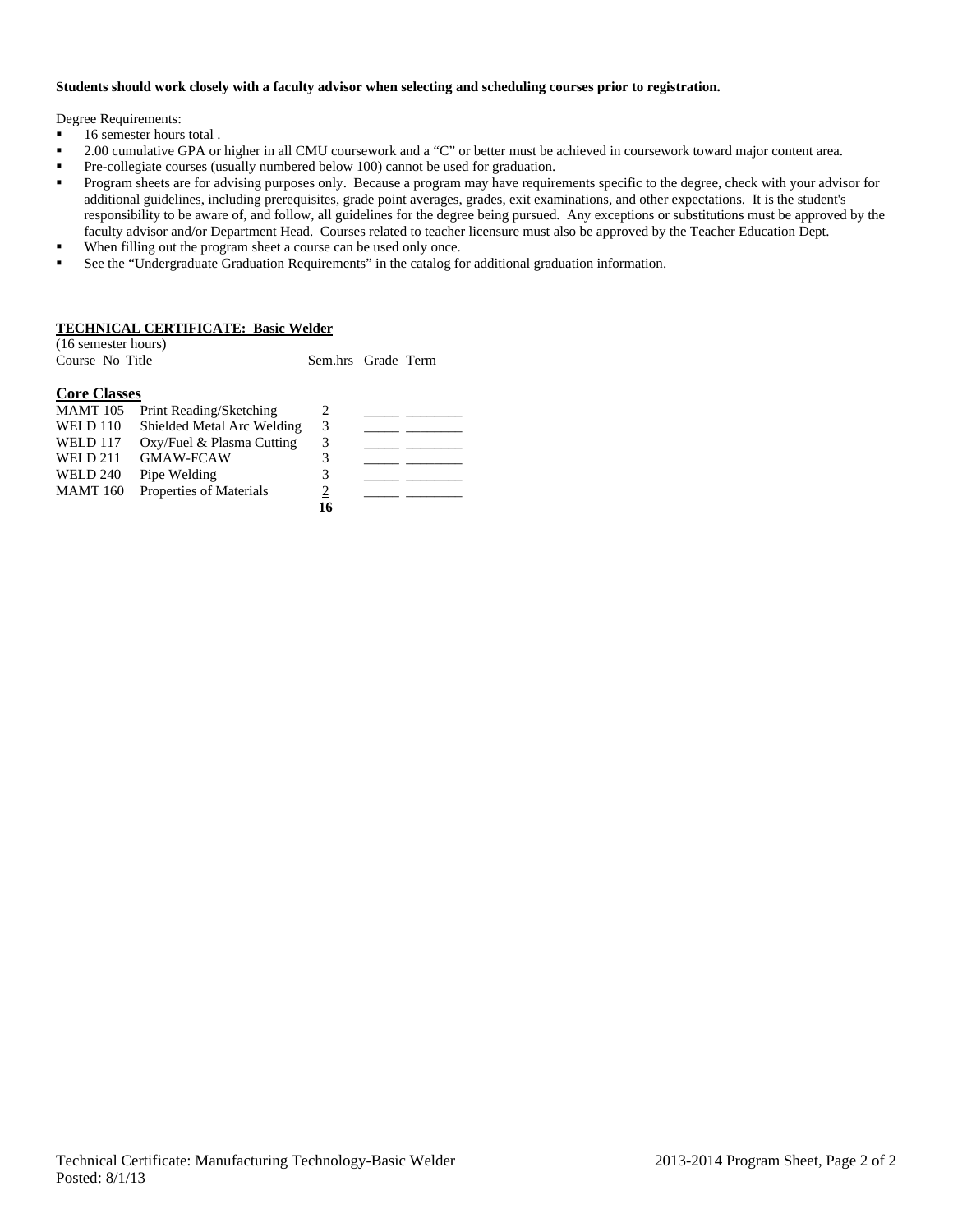**Students should work closely with a faculty advisor when selecting and scheduling courses prior to registration.**

Degree Requirements:

- 16 semester hours total .
- 2.00 cumulative GPA or higher in all CMU coursework and a "C" or better must be achieved in coursework toward major content area.
- Pre-collegiate courses (usually numbered below 100) cannot be used for graduation.
- Program sheets are for advising purposes only. Because a program may have requirements specific to the degree, check with your advisor for additional guidelines, including prerequisites, grade point averages, grades, exit examinations, and other expectations. It is the student's responsibility to be aware of, and follow, all guidelines for the degree being pursued. Any exceptions or substitutions must be approved by the faculty advisor and/or Department Head. Courses related to teacher licensure must also be approved by the Teacher Education Dept.
- When filling out the program sheet a course can be used only once.
- See the "Undergraduate Graduation Requirements" in the catalog for additional graduation information.

**TECHNICAL CERTIFICATE: Basic Welder**

(16 semester hours)

**Core Classes**

| Course No | Title | Sem.hrs | Grade | Term |
|---|---|---|---|---|
| MAMT 105 | Print Reading/Sketching | 2 | _____ | ________ |
| WELD 110 | Shielded Metal Arc Welding | 3 | _____ | ________ |
| WELD 117 | Oxy/Fuel & Plasma Cutting | 3 | _____ | ________ |
| WELD 211 | GMAW-FCAW | 3 | _____ | ________ |
| WELD 240 | Pipe Welding | 3 | _____ | ________ |
| MAMT 160 | Properties of Materials | 2 | _____ | ________ |
| | | **16** | | |

Technical Certificate: Manufacturing Technology-Basic Welder

Posted: 8/1/13